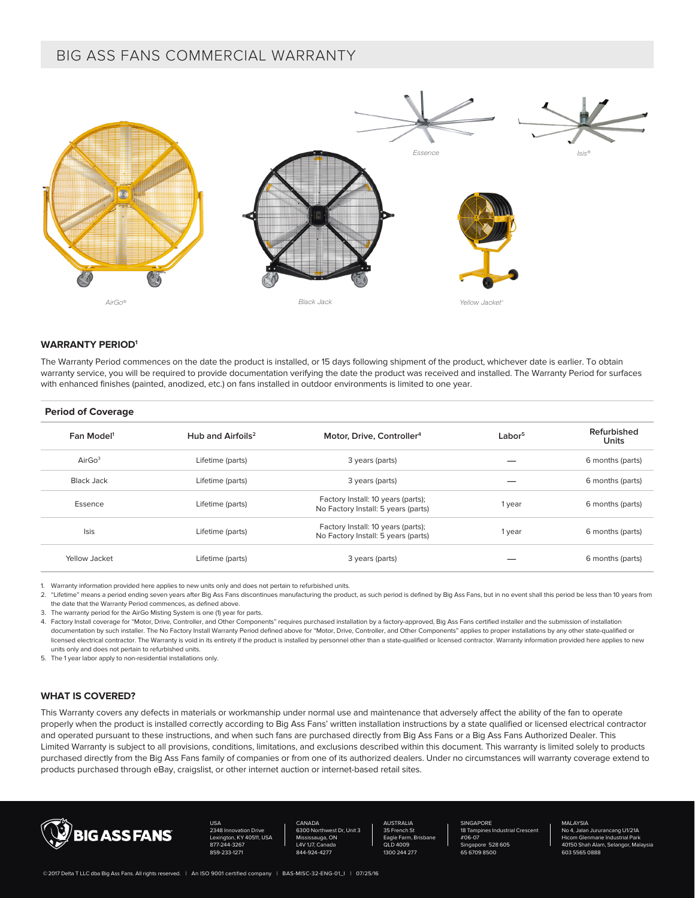# BIG ASS FANS COMMERCIAL WARRANTY

Essence

Isis®

AirGo®

Black Jack

Yellow Jacket®

## WARRANTY PERIOD[1]

The Warranty Period commences on the date the product is installed, or 15 days following shipment of the product, whichever date is earlier. To obtain warranty service, you will be required to provide documentation verifying the date the product was received and installed. The Warranty Period for surfaces with enhanced finishes (painted, anodized, etc.) on fans installed in outdoor environments is limited to one year.

### Period of Coverage

| Fan Model[1] | Hub and Airfoils[2] | Motor, Drive, Controller[4] | Labor[5] | Refurbished Units |
|---|---|---|---|---|
| AirGo[3] | Lifetime (parts) | 3 years (parts) | — | 6 months (parts) |
| Black Jack | Lifetime (parts) | 3 years (parts) | — | 6 months (parts) |
| Essence | Lifetime (parts) | Factory Install: 10 years (parts); No Factory Install: 5 years (parts) | 1 year | 6 months (parts) |
| Isis | Lifetime (parts) | Factory Install: 10 years (parts); No Factory Install: 5 years (parts) | 1 year | 6 months (parts) |
| Yellow Jacket | Lifetime (parts) | 3 years (parts) | — | 6 months (parts) |

1. Warranty information provided here applies to new units only and does not pertain to refurbished units.
2. "Lifetime" means a period ending seven years after Big Ass Fans discontinues manufacturing the product, as such period is defined by Big Ass Fans, but in no event shall this period be less than 10 years from the date that the Warranty Period commences, as defined above.
3. The warranty period for the AirGo Misting System is one (1) year for parts.
4. Factory Install coverage for "Motor, Drive, Controller, and Other Components" requires purchased installation by a factory-approved, Big Ass Fans certified installer and the submission of installation documentation by such installer. The No Factory Install Warranty Period defined above for "Motor, Drive, Controller, and Other Components" applies to proper installations by any other state-qualified or licensed electrical contractor. The Warranty is void in its entirety if the product is installed by personnel other than a state-qualified or licensed contractor. Warranty information provided here applies to new units only and does not pertain to refurbished units.
5. The 1 year labor apply to non-residential installations only.

## WHAT IS COVERED?

This Warranty covers any defects in materials or workmanship under normal use and maintenance that adversely affect the ability of the fan to operate properly when the product is installed correctly according to Big Ass Fans' written installation instructions by a state qualified or licensed electrical contractor and operated pursuant to these instructions, and when such fans are purchased directly from Big Ass Fans or a Big Ass Fans Authorized Dealer. This Limited Warranty is subject to all provisions, conditions, limitations, and exclusions described within this document. This warranty is limited solely to products purchased directly from the Big Ass Fans family of companies or from one of its authorized dealers. Under no circumstances will warranty coverage extend to products purchased through eBay, craigslist, or other internet auction or internet-based retail sites.

BIG ASS FANS

USA
2348 Innovation Drive
Lexington, KY 40511, USA
877-244-3267
859-233-1271

CANADA
6300 Northwest Dr, Unit 3
Mississauga, ON
L4V 1J7, Canada
844-924-4277

AUSTRALIA
35 French St
Eagle Farm, Brisbane
QLD 4009
1300 244 277

SINGAPORE
18 Tampines Industrial Crescent
#06-07
Singapore 528 605
65 6709 8500

MALAYSIA
No 4, Jalan Jururancang U1/21A
Hicom Glenmarie Industrial Park
40150 Shah Alam, Selangor, Malaysia
603 5565 0888

© 2017 Delta T LLC dba Big Ass Fans. All rights reserved. | An ISO 9001 certified company | BAS-MISC-32-ENG-01_I | 07/25/16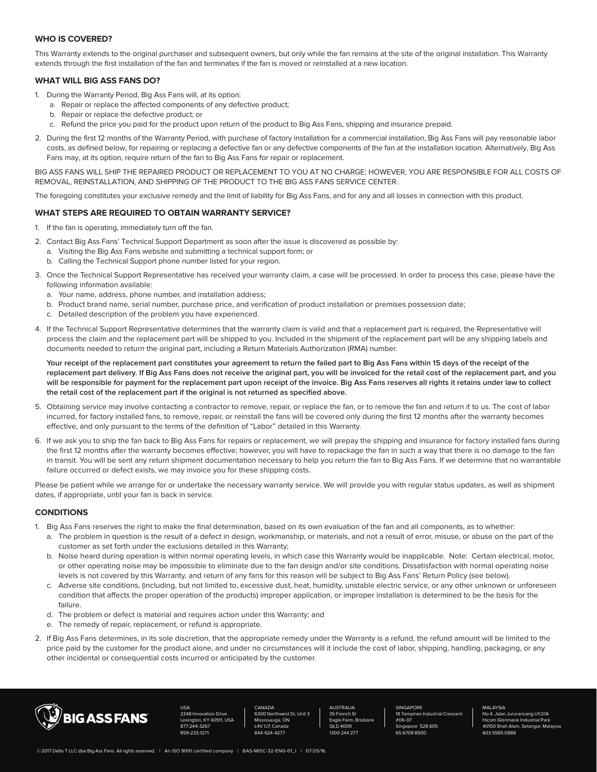### WHO IS COVERED?

This Warranty extends to the original purchaser and subsequent owners, but only while the fan remains at the site of the original installation. This Warranty extends through the first installation of the fan and terminates if the fan is moved or reinstalled at a new location.

### WHAT WILL BIG ASS FANS DO?

1. During the Warranty Period, Big Ass Fans will, at its option:
   a. Repair or replace the affected components of any defective product;
   b. Repair or replace the defective product; or
   c. Refund the price you paid for the product upon return of the product to Big Ass Fans, shipping and insurance prepaid.
2. During the first 12 months of the Warranty Period, with purchase of factory installation for a commercial installation, Big Ass Fans will pay reasonable labor costs, as defined below, for repairing or replacing a defective fan or any defective components of the fan at the installation location. Alternatively, Big Ass Fans may, at its option, require return of the fan to Big Ass Fans for repair or replacement.

BIG ASS FANS WILL SHIP THE REPAIRED PRODUCT OR REPLACEMENT TO YOU AT NO CHARGE; HOWEVER, YOU ARE RESPONSIBLE FOR ALL COSTS OF REMOVAL, REINSTALLATION, AND SHIPPING OF THE PRODUCT TO THE BIG ASS FANS SERVICE CENTER.

The foregoing constitutes your exclusive remedy and the limit of liability for Big Ass Fans, and for any and all losses in connection with this product.

### WHAT STEPS ARE REQUIRED TO OBTAIN WARRANTY SERVICE?

1. If the fan is operating, immediately turn off the fan.
2. Contact Big Ass Fans' Technical Support Department as soon after the issue is discovered as possible by:
   a. Visiting the Big Ass Fans website and submitting a technical support form; or
   b. Calling the Technical Support phone number listed for your region.
3. Once the Technical Support Representative has received your warranty claim, a case will be processed. In order to process this case, please have the following information available:
   a. Your name, address, phone number, and installation address;
   b. Product brand name, serial number, purchase price, and verification of product installation or premises possession date;
   c. Detailed description of the problem you have experienced.
4. If the Technical Support Representative determines that the warranty claim is valid and that a replacement part is required, the Representative will process the claim and the replacement part will be shipped to you. Included in the shipment of the replacement part will be any shipping labels and documents needed to return the original part, including a Return Materials Authorization (RMA) number.

   **Your receipt of the replacement part constitutes your agreement to return the failed part to Big Ass Fans within 15 days of the receipt of the replacement part delivery. If Big Ass Fans does not receive the original part, you will be invoiced for the retail cost of the replacement part, and you will be responsible for payment for the replacement part upon receipt of the invoice. Big Ass Fans reserves all rights it retains under law to collect the retail cost of the replacement part if the original is not returned as specified above.**

5. Obtaining service may involve contacting a contractor to remove, repair, or replace the fan, or to remove the fan and return it to us. The cost of labor incurred, for factory installed fans, to remove, repair, or reinstall the fans will be covered only during the first 12 months after the warranty becomes effective, and only pursuant to the terms of the definition of "Labor" detailed in this Warranty.
6. If we ask you to ship the fan back to Big Ass Fans for repairs or replacement, we will prepay the shipping and insurance for factory installed fans during the first 12 months after the warranty becomes effective; however, you will have to repackage the fan in such a way that there is no damage to the fan in transit. You will be sent any return shipment documentation necessary to help you return the fan to Big Ass Fans. If we determine that no warrantable failure occurred or defect exists, we may invoice you for these shipping costs.

Please be patient while we arrange for or undertake the necessary warranty service. We will provide you with regular status updates, as well as shipment dates, if appropriate, until your fan is back in service.

### CONDITIONS

1. Big Ass Fans reserves the right to make the final determination, based on its own evaluation of the fan and all components, as to whether:
   a. The problem in question is the result of a defect in design, workmanship, or materials, and not a result of error, misuse, or abuse on the part of the customer as set forth under the exclusions detailed in this Warranty;
   b. Noise heard during operation is within normal operating levels, in which case this Warranty would be inapplicable. Note: Certain electrical, motor, or other operating noise may be impossible to eliminate due to the fan design and/or site conditions. Dissatisfaction with normal operating noise levels is not covered by this Warranty, and return of any fans for this reason will be subject to Big Ass Fans' Return Policy (see below).
   c. Adverse site conditions, (including, but not limited to, excessive dust, heat, humidity, unstable electric service, or any other unknown or unforeseen condition that affects the proper operation of the products) improper application, or improper installation is determined to be the basis for the failure.
   d. The problem or defect is material and requires action under this Warranty; and
   e. The remedy of repair, replacement, or refund is appropriate.
2. If Big Ass Fans determines, in its sole discretion, that the appropriate remedy under the Warranty is a refund, the refund amount will be limited to the price paid by the customer for the product alone, and under no circumstances will it include the cost of labor, shipping, handling, packaging, or any other incidental or consequential costs incurred or anticipated by the customer.

BIG ASS FANS

USA
2348 Innovation Drive
Lexington, KY 40511, USA
877-244-3267
859-233-1271

CANADA
6300 Northwest Dr, Unit 3
Mississauga, ON
L4V 1J7, Canada
844-924-4277

AUSTRALIA
35 French St
Eagle Farm, Brisbane
QLD 4009
1300 244 277

SINGAPORE
18 Tampines Industrial Crescent
#06-07
Singapore 528 605
65 6709 8500

MALAYSIA
No 4, Jalan Jururancang U1/21A
Hicom Glenmarie Industrial Park
40150 Shah Alam, Selangor, Malaysia
603 5565 0888

© 2017 Delta T LLC dba Big Ass Fans. All rights reserved. | An ISO 9001 certified company | BAS-MISC-32-ENG-01_I | 07/25/16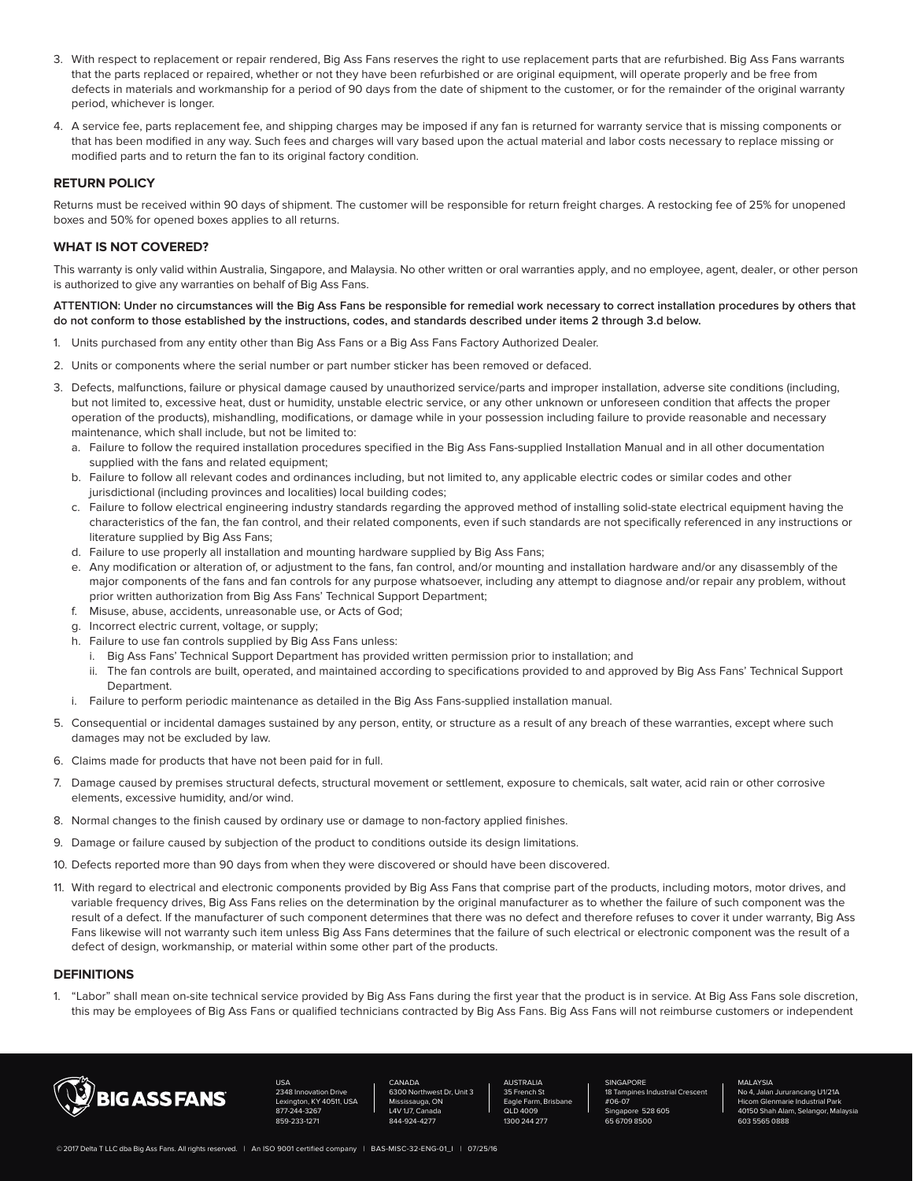3. With respect to replacement or repair rendered, Big Ass Fans reserves the right to use replacement parts that are refurbished. Big Ass Fans warrants that the parts replaced or repaired, whether or not they have been refurbished or are original equipment, will operate properly and be free from defects in materials and workmanship for a period of 90 days from the date of shipment to the customer, or for the remainder of the original warranty period, whichever is longer.
4. A service fee, parts replacement fee, and shipping charges may be imposed if any fan is returned for warranty service that is missing components or that has been modified in any way. Such fees and charges will vary based upon the actual material and labor costs necessary to replace missing or modified parts and to return the fan to its original factory condition.

### RETURN POLICY

Returns must be received within 90 days of shipment. The customer will be responsible for return freight charges. A restocking fee of 25% for unopened boxes and 50% for opened boxes applies to all returns.

### WHAT IS NOT COVERED?

This warranty is only valid within Australia, Singapore, and Malaysia. No other written or oral warranties apply, and no employee, agent, dealer, or other person is authorized to give any warranties on behalf of Big Ass Fans.

**ATTENTION: Under no circumstances will the Big Ass Fans be responsible for remedial work necessary to correct installation procedures by others that do not conform to those established by the instructions, codes, and standards described under items 2 through 3.d below.**

1. Units purchased from any entity other than Big Ass Fans or a Big Ass Fans Factory Authorized Dealer.
2. Units or components where the serial number or part number sticker has been removed or defaced.
3. Defects, malfunctions, failure or physical damage caused by unauthorized service/parts and improper installation, adverse site conditions (including, but not limited to, excessive heat, dust or humidity, unstable electric service, or any other unknown or unforeseen condition that affects the proper operation of the products), mishandling, modifications, or damage while in your possession including failure to provide reasonable and necessary maintenance, which shall include, but not be limited to:
   a. Failure to follow the required installation procedures specified in the Big Ass Fans-supplied Installation Manual and in all other documentation supplied with the fans and related equipment;
   b. Failure to follow all relevant codes and ordinances including, but not limited to, any applicable electric codes or similar codes and other jurisdictional (including provinces and localities) local building codes;
   c. Failure to follow electrical engineering industry standards regarding the approved method of installing solid-state electrical equipment having the characteristics of the fan, the fan control, and their related components, even if such standards are not specifically referenced in any instructions or literature supplied by Big Ass Fans;
   d. Failure to use properly all installation and mounting hardware supplied by Big Ass Fans;
   e. Any modification or alteration of, or adjustment to the fans, fan control, and/or mounting and installation hardware and/or any disassembly of the major components of the fans and fan controls for any purpose whatsoever, including any attempt to diagnose and/or repair any problem, without prior written authorization from Big Ass Fans' Technical Support Department;
   f. Misuse, abuse, accidents, unreasonable use, or Acts of God;
   g. Incorrect electric current, voltage, or supply;
   h. Failure to use fan controls supplied by Big Ass Fans unless:
      i. Big Ass Fans' Technical Support Department has provided written permission prior to installation; and
      ii. The fan controls are built, operated, and maintained according to specifications provided to and approved by Big Ass Fans' Technical Support Department.
   i. Failure to perform periodic maintenance as detailed in the Big Ass Fans-supplied installation manual.
5. Consequential or incidental damages sustained by any person, entity, or structure as a result of any breach of these warranties, except where such damages may not be excluded by law.
6. Claims made for products that have not been paid for in full.
7. Damage caused by premises structural defects, structural movement or settlement, exposure to chemicals, salt water, acid rain or other corrosive elements, excessive humidity, and/or wind.
8. Normal changes to the finish caused by ordinary use or damage to non-factory applied finishes.
9. Damage or failure caused by subjection of the product to conditions outside its design limitations.
10. Defects reported more than 90 days from when they were discovered or should have been discovered.
11. With regard to electrical and electronic components provided by Big Ass Fans that comprise part of the products, including motors, motor drives, and variable frequency drives, Big Ass Fans relies on the determination by the original manufacturer as to whether the failure of such component was the result of a defect. If the manufacturer of such component determines that there was no defect and therefore refuses to cover it under warranty, Big Ass Fans likewise will not warranty such item unless Big Ass Fans determines that the failure of such electrical or electronic component was the result of a defect of design, workmanship, or material within some other part of the products.

### DEFINITIONS

1. "Labor" shall mean on-site technical service provided by Big Ass Fans during the first year that the product is in service. At Big Ass Fans sole discretion, this may be employees of Big Ass Fans or qualified technicians contracted by Big Ass Fans. Big Ass Fans will not reimburse customers or independent

BIG ASS FANS

USA
2348 Innovation Drive
Lexington, KY 40511, USA
877-244-3267
859-233-1271

CANADA
6300 Northwest Dr, Unit 3
Mississauga, ON
L4V 1J7, Canada
844-924-4277

AUSTRALIA
35 French St
Eagle Farm, Brisbane
QLD 4009
1300 244 277

SINGAPORE
18 Tampines Industrial Crescent
#06-07
Singapore 528 605
65 6709 8500

MALAYSIA
No 4, Jalan Jururancang U1/21A
Hicom Glenmarie Industrial Park
40150 Shah Alam, Selangor, Malaysia
603 5565 0888

© 2017 Delta T LLC dba Big Ass Fans. All rights reserved. | An ISO 9001 certified company | BAS-MISC-32-ENG-01_I | 07/25/16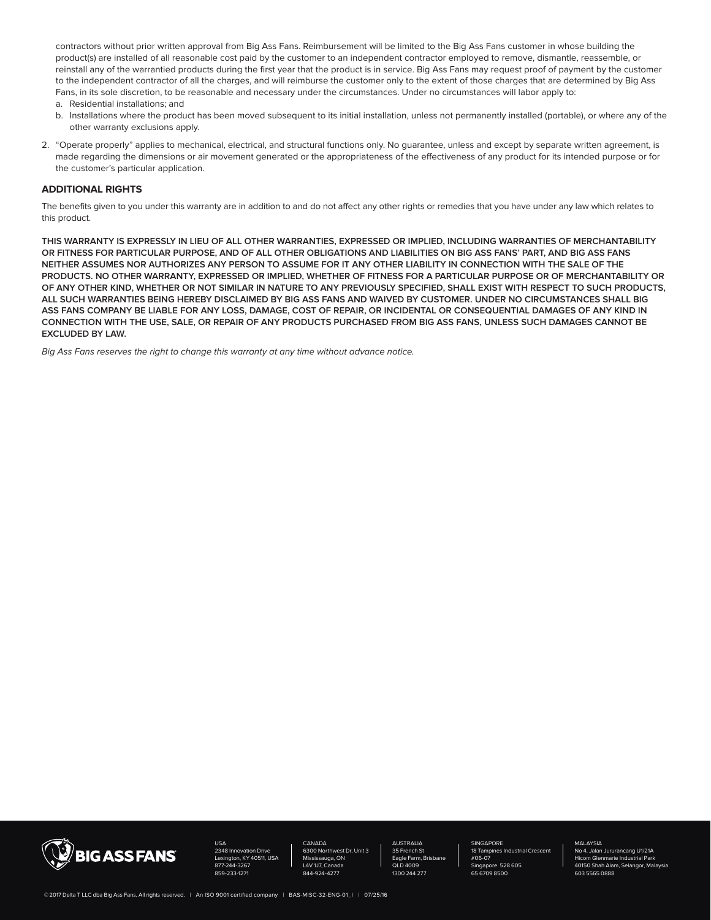contractors without prior written approval from Big Ass Fans. Reimbursement will be limited to the Big Ass Fans customer in whose building the product(s) are installed of all reasonable cost paid by the customer to an independent contractor employed to remove, dismantle, reassemble, or reinstall any of the warrantied products during the first year that the product is in service. Big Ass Fans may request proof of payment by the customer to the independent contractor of all the charges, and will reimburse the customer only to the extent of those charges that are determined by Big Ass Fans, in its sole discretion, to be reasonable and necessary under the circumstances. Under no circumstances will labor apply to:

a. Residential installations; and
b. Installations where the product has been moved subsequent to its initial installation, unless not permanently installed (portable), or where any of the other warranty exclusions apply.

2. "Operate properly" applies to mechanical, electrical, and structural functions only. No guarantee, unless and except by separate written agreement, is made regarding the dimensions or air movement generated or the appropriateness of the effectiveness of any product for its intended purpose or for the customer's particular application.

## ADDITIONAL RIGHTS

The benefits given to you under this warranty are in addition to and do not affect any other rights or remedies that you have under any law which relates to this product.

**THIS WARRANTY IS EXPRESSLY IN LIEU OF ALL OTHER WARRANTIES, EXPRESSED OR IMPLIED, INCLUDING WARRANTIES OF MERCHANTABILITY OR FITNESS FOR PARTICULAR PURPOSE, AND OF ALL OTHER OBLIGATIONS AND LIABILITIES ON BIG ASS FANS' PART, AND BIG ASS FANS NEITHER ASSUMES NOR AUTHORIZES ANY PERSON TO ASSUME FOR IT ANY OTHER LIABILITY IN CONNECTION WITH THE SALE OF THE PRODUCTS. NO OTHER WARRANTY, EXPRESSED OR IMPLIED, WHETHER OF FITNESS FOR A PARTICULAR PURPOSE OR OF MERCHANTABILITY OR OF ANY OTHER KIND, WHETHER OR NOT SIMILAR IN NATURE TO ANY PREVIOUSLY SPECIFIED, SHALL EXIST WITH RESPECT TO SUCH PRODUCTS, ALL SUCH WARRANTIES BEING HEREBY DISCLAIMED BY BIG ASS FANS AND WAIVED BY CUSTOMER. UNDER NO CIRCUMSTANCES SHALL BIG ASS FANS COMPANY BE LIABLE FOR ANY LOSS, DAMAGE, COST OF REPAIR, OR INCIDENTAL OR CONSEQUENTIAL DAMAGES OF ANY KIND IN CONNECTION WITH THE USE, SALE, OR REPAIR OF ANY PRODUCTS PURCHASED FROM BIG ASS FANS, UNLESS SUCH DAMAGES CANNOT BE EXCLUDED BY LAW.**

*Big Ass Fans reserves the right to change this warranty at any time without advance notice.*

BIG ASS FANS

USA
2348 Innovation Drive
Lexington, KY 40511, USA
877-244-3267
859-233-1271

CANADA
6300 Northwest Dr, Unit 3
Mississauga, ON
L4V 1J7, Canada
844-924-4277

AUSTRALIA
35 French St
Eagle Farm, Brisbane
QLD 4009
1300 244 277

SINGAPORE
18 Tampines Industrial Crescent
#06-07
Singapore 528 605
65 6709 8500

MALAYSIA
No 4, Jalan Jururancang U1/21A
Hicom Glenmarie Industrial Park
40150 Shah Alam, Selangor, Malaysia
603 5565 0888

© 2017 Delta T LLC dba Big Ass Fans. All rights reserved. | An ISO 9001 certified company | BAS-MISC-32-ENG-01_I | 07/25/16